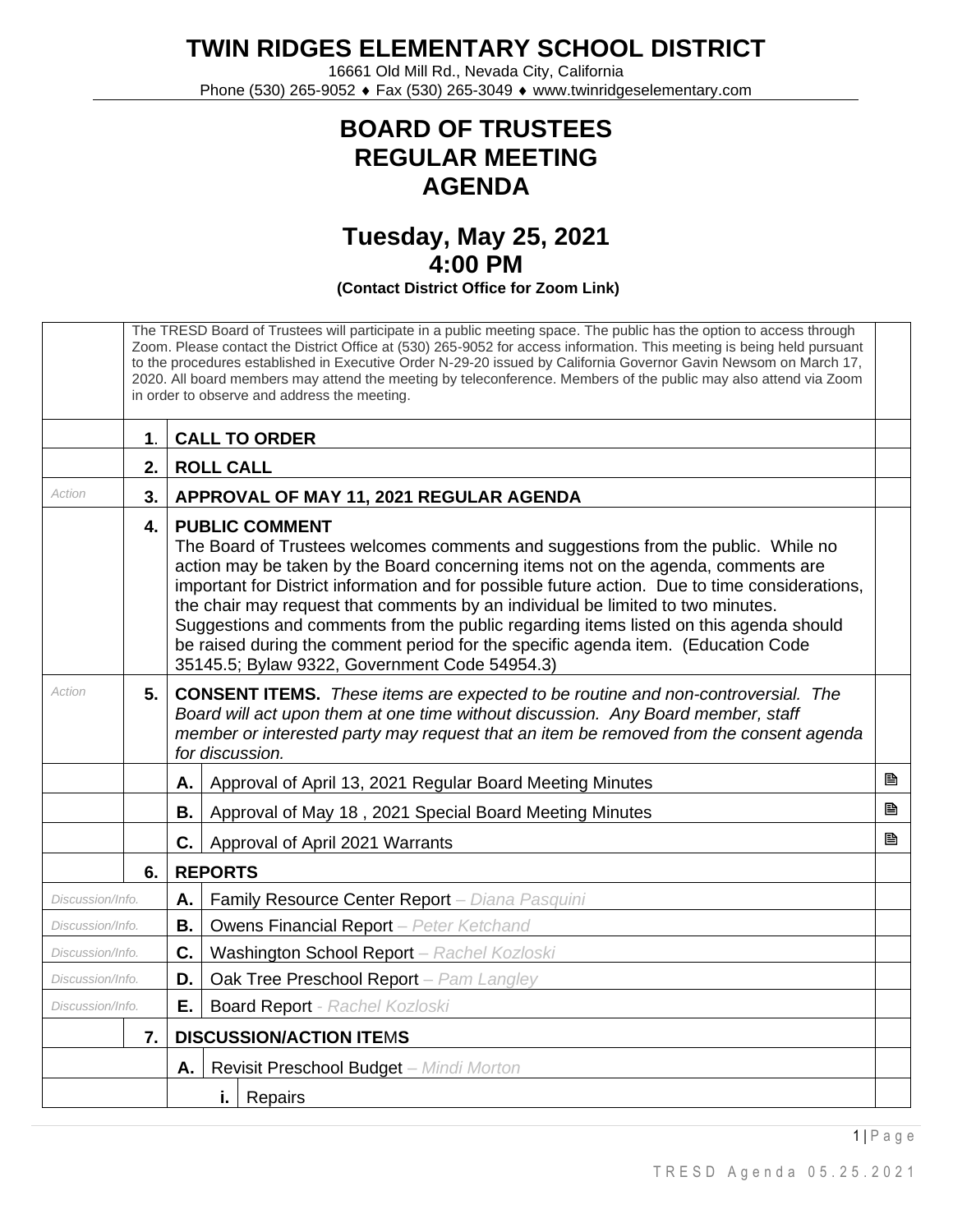# TWIN RIDGES ELEMENTARY SCHOOL DISTRICT

16661 Old Mill Rd., Nevada City, California
Phone (530) 265-9052 ♦ Fax (530) 265-3049 ♦ www.twinridgeselementary.com

## BOARD OF TRUSTEES
## REGULAR MEETING
## AGENDA

## Tuesday, May 25, 2021
## 4:00 PM

**(Contact District Office for Zoom Link)**

| | | | | |
|---|---|---|---|---|
| | | The TRESD Board of Trustees will participate in a public meeting space. The public has the option to access through Zoom. Please contact the District Office at (530) 265-9052 for access information. This meeting is being held pursuant to the procedures established in Executive Order N-29-20 issued by California Governor Gavin Newsom on March 17, 2020. All board members may attend the meeting by teleconference. Members of the public may also attend via Zoom in order to observe and address the meeting. | | |
| | **1.** | **CALL TO ORDER** | | |
| | **2.** | **ROLL CALL** | | |
| *Action* | **3.** | **APPROVAL OF MAY 11, 2021 REGULAR AGENDA** | | |
| | **4.** | **PUBLIC COMMENT**<br>The Board of Trustees welcomes comments and suggestions from the public. While no action may be taken by the Board concerning items not on the agenda, comments are important for District information and for possible future action. Due to time considerations, the chair may request that comments by an individual be limited to two minutes. Suggestions and comments from the public regarding items listed on this agenda should be raised during the comment period for the specific agenda item. (Education Code 35145.5; Bylaw 9322, Government Code 54954.3) | | |
| *Action* | **5.** | **CONSENT ITEMS.** *These items are expected to be routine and non-controversial. The Board will act upon them at one time without discussion. Any Board member, staff member or interested party may request that an item be removed from the consent agenda for discussion.* | | |
| | | **A.** | Approval of April 13, 2021 Regular Board Meeting Minutes | 🖹 |
| | | **B.** | Approval of May 18 , 2021 Special Board Meeting Minutes | 🖹 |
| | | **C.** | Approval of April 2021 Warrants | 🖹 |
| | **6.** | **REPORTS** | | |
| *Discussion/Info.* | | **A.** | Family Resource Center Report – *Diana Pasquini* | |
| *Discussion/Info.* | | **B.** | Owens Financial Report – *Peter Ketchand* | |
| *Discussion/Info.* | | **C.** | Washington School Report – *Rachel Kozloski* | |
| *Discussion/Info.* | | **D.** | Oak Tree Preschool Report – *Pam Langley* | |
| *Discussion/Info.* | | **E.** | Board Report - *Rachel Kozloski* | |
| | **7.** | **DISCUSSION/ACTION ITEMS** | | |
| | | **A.** | Revisit Preschool Budget – *Mindi Morton* | |
| | | | **i.** Repairs | |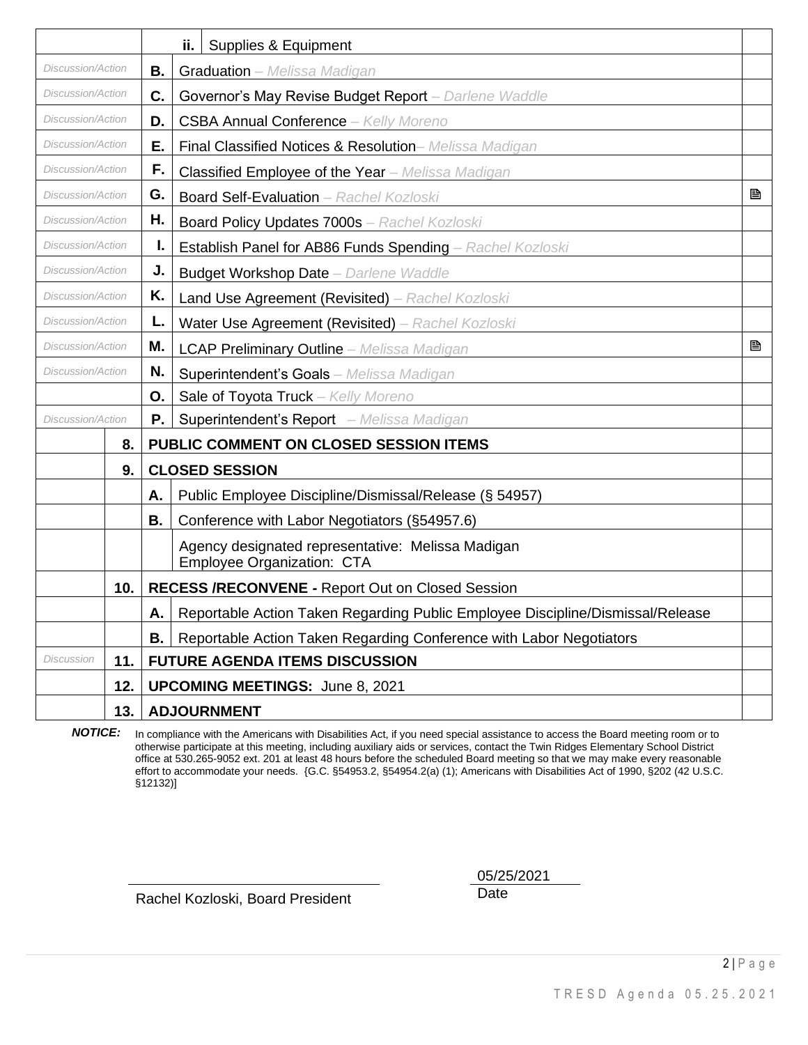| | | | | |
|---|---|---|---|---|
| | | ii. | Supplies & Equipment | |
| *Discussion/Action* | | B. | Graduation – *Melissa Madigan* | |
| *Discussion/Action* | | C. | Governor's May Revise Budget Report – *Darlene Waddle* | |
| *Discussion/Action* | | D. | CSBA Annual Conference – *Kelly Moreno* | |
| *Discussion/Action* | | E. | Final Classified Notices & Resolution– *Melissa Madigan* | |
| *Discussion/Action* | | F. | Classified Employee of the Year – *Melissa Madigan* | |
| *Discussion/Action* | | G. | Board Self-Evaluation – *Rachel Kozloski* | 🖹 |
| *Discussion/Action* | | H. | Board Policy Updates 7000s – *Rachel Kozloski* | |
| *Discussion/Action* | | I. | Establish Panel for AB86 Funds Spending – *Rachel Kozloski* | |
| *Discussion/Action* | | J. | Budget Workshop Date – *Darlene Waddle* | |
| *Discussion/Action* | | K. | Land Use Agreement (Revisited) – *Rachel Kozloski* | |
| *Discussion/Action* | | L. | Water Use Agreement (Revisited) – *Rachel Kozloski* | |
| *Discussion/Action* | | M. | LCAP Preliminary Outline – *Melissa Madigan* | 🖹 |
| *Discussion/Action* | | N. | Superintendent's Goals – *Melissa Madigan* | |
| | | O. | Sale of Toyota Truck – *Kelly Moreno* | |
| *Discussion/Action* | | P. | Superintendent's Report – *Melissa Madigan* | |
| | 8. | **PUBLIC COMMENT ON CLOSED SESSION ITEMS** | | |
| | 9. | **CLOSED SESSION** | | |
| | | A. | Public Employee Discipline/Dismissal/Release (§ 54957) | |
| | | B. | Conference with Labor Negotiators (§54957.6) | |
| | | | Agency designated representative: Melissa Madigan<br>Employee Organization: CTA | |
| | 10. | **RECESS /RECONVENE -** Report Out on Closed Session | | |
| | | A. | Reportable Action Taken Regarding Public Employee Discipline/Dismissal/Release | |
| | | B. | Reportable Action Taken Regarding Conference with Labor Negotiators | |
| *Discussion* | 11. | **FUTURE AGENDA ITEMS DISCUSSION** | | |
| | 12. | **UPCOMING MEETINGS:** June 8, 2021 | | |
| | 13. | **ADJOURNMENT** | | |

***NOTICE:*** In compliance with the Americans with Disabilities Act, if you need special assistance to access the Board meeting room or to otherwise participate at this meeting, including auxiliary aids or services, contact the Twin Ridges Elementary School District office at 530.265-9052 ext. 201 at least 48 hours before the scheduled Board meeting so that we may make every reasonable effort to accommodate your needs. {G.C. §54953.2, §54954.2(a) (1); Americans with Disabilities Act of 1990, §202 (42 U.S.C. §12132)]

______________________________
Rachel Kozloski, Board President

05/25/2021
Date